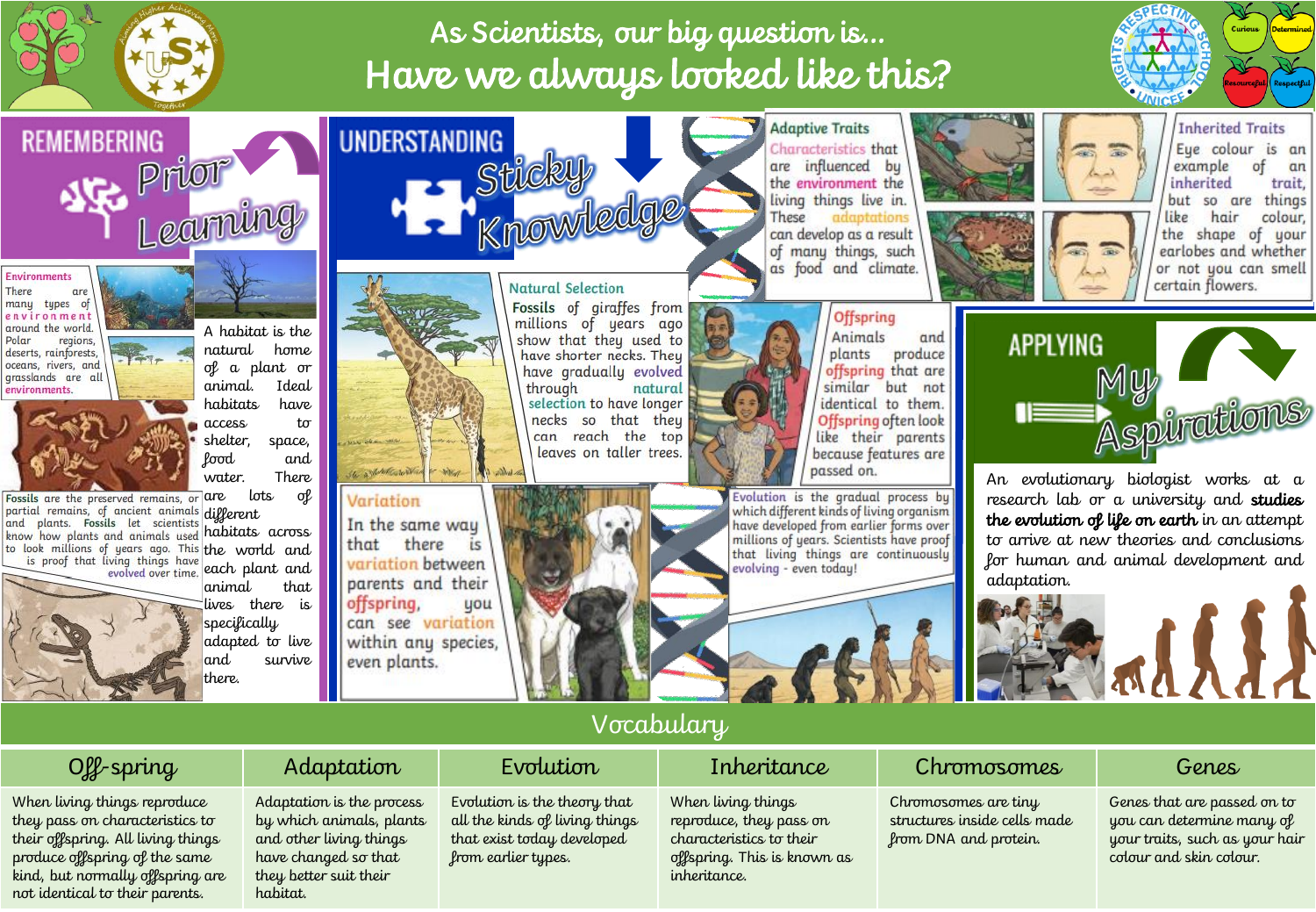# As Scientists, our big question is... Have we always looked like this?

## REMEMBERING Prior Learning

**Environments**
There are many types of environment around the world. Polar regions, deserts, rainforests, oceans, rivers, and grasslands are all environments.

A habitat is the natural home of a plant or animal. Ideal habitats have access to shelter, space, food and water. There are lots of different habitats across the world and each plant and animal that lives there is specifically adapted to live and survive there.

**Fossils** are the preserved remains, or partial remains, of ancient animals and plants. **Fossils** let scientists know how plants and animals used to look millions of years ago. This is proof that living things have evolved over time.

## UNDERSTANDING Sticky Knowledge

**Natural Selection**
Fossils of giraffes from millions of years ago show that they used to have shorter necks. They have gradually evolved through natural selection to have longer necks so that they can reach the top leaves on taller trees.

**Variation**
In the same way that there is variation between parents and their offspring, you can see variation within any species, even plants.

**Adaptive Traits**
Characteristics that are influenced by the environment the living things live in. These adaptations can develop as a result of many things, such as food and climate.

**Inherited Traits**
Eye colour is an example of an inherited trait, but so are things like hair colour, the shape of your earlobes and whether or not you can smell certain flowers.

**Offspring**
Animals and plants produce offspring that are similar but not identical to them. Offspring often look like their parents because features are passed on.

**Evolution** is the gradual process by which different kinds of living organism have developed from earlier forms over millions of years. Scientists have proof that living things are continuously evolving - even today!

## APPLYING My Aspirations

An evolutionary biologist works at a research lab or a university and **studies the evolution of life on earth** in an attempt to arrive at new theories and conclusions for human and animal development and adaptation.

## Vocabulary

| Off-spring | Adaptation | Evolution | Inheritance | Chromosomes | Genes |
|---|---|---|---|---|---|
| When living things reproduce they pass on characteristics to their offspring. All living things produce offspring of the same kind, but normally offspring are not identical to their parents. | Adaptation is the process by which animals, plants and other living things have changed so that they better suit their habitat. | Evolution is the theory that all the kinds of living things that exist today developed from earlier types. | When living things reproduce, they pass on characteristics to their offspring. This is known as inheritance. | Chromosomes are tiny structures inside cells made from DNA and protein. | Genes that are passed on to you can determine many of your traits, such as your hair colour and skin colour. |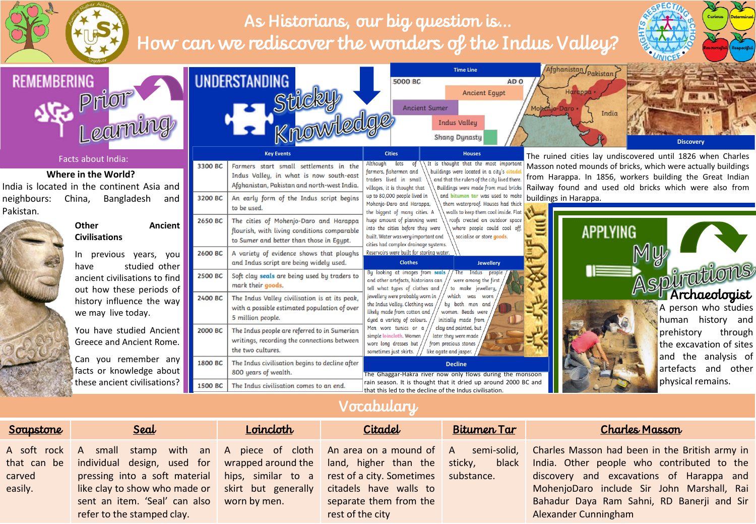# As Historians, our big question is… How can we rediscover the wonders of the Indus Valley?

## REMEMBERING Prior Learning

Facts about India:

**Where in the World?**

India is located in the continent Asia and neighbours: China, Bangladesh and Pakistan.

**Other Ancient Civilisations**

In previous years, you have studied other ancient civilisations to find out how these periods of history influence the way we may live today.

You have studied Ancient Greece and Ancient Rome.

Can you remember any facts or knowledge about these ancient civilisations?

## UNDERSTANDING Sticky Knowledge

**Time Line**

5000 BC — AD 0

Ancient Egypt

Ancient Sumer

Indus Valley

Shang Dynasty

| Key Events | |
|---|---|
| 3300 BC | Farmers start small settlements in the Indus Valley, in what is now south-east Afghanistan, Pakistan and north-west India. |
| 3200 BC | An early form of the Indus script begins to be used. |
| 2650 BC | The cities of Mohenjo-Daro and Harappa flourish, with living conditions comparable to Sumer and better than those in Egypt. |
| 2600 BC | A variety of evidence shows that ploughs and Indus script are being widely used. |
| 2500 BC | Soft clay seals are being used by traders to mark their goods. |
| 2400 BC | The Indus Valley civilisation is at its peak, with a possible estimated population of over 5 million people. |
| 2000 BC | The Indus people are referred to in Sumerian writings, recording the connections between the two cultures. |
| 1800 BC | The Indus civilisation begins to decline after 800 years of wealth. |
| 1500 BC | The Indus civilisation comes to an end. |

**Cities**

Although lots of farmers, fishermen and traders lived in small villages, it is thought that up to 80,000 people lived in Mohenjo-Daro and Harappa, the biggest of many cities. A huge amount of planning went into the cities before they were built. Water was very important and cities had complex drainage systems. Reservoirs were built for storing water.

**Houses**

It is thought that the most important buildings were located in a city's citadel and that the rulers of the city lived there. Buildings were made from mud bricks and bitumen tar was used to make them waterproof. Houses had thick walls to keep them cool inside. Flat roofs created an outdoor space where people could cool off, socialise or store goods.

**Clothes**

By looking at images from seals and other artefacts, historians can tell what types of clothes and jewellery were probably worn in the Indus Valley. Clothing was likely made from cotton and dyed a variety of colours. Men wore tunics or a simple loincloth. Women wore long dresses but sometimes just skirts.

**Jewellery**

The Indus people were among the first to make jewellery, which was worn by both men and women. Beads were initially made from clay and painted, but later they were made from precious stones like agate and jasper.

**Decline**

The Ghaggar-Hakra river now only flows during the monsoon rain season. It is thought that it dried up around 2000 BC and that this led to the decline of the Indus civilisation.

Afghanistan

Pakistan

Harappa

Mohenjo-Daro

India

**Discovery**

The ruined cities lay undiscovered until 1826 when Charles Masson noted mounds of bricks, which were actually buildings from Harappa. In 1856, workers building the Great Indian Railway found and used old bricks which were also from buildings in Harappa.

## APPLYING My Aspirations

**Archaeologist**

A person who studies human history and prehistory through the excavation of sites and the analysis of artefacts and other physical remains.

## Vocabulary

| Soapstone | Seal | Loincloth | Citadel | Bitumen Tar | Charles Masson |
|---|---|---|---|---|---|
| A soft rock that can be carved easily. | A small stamp with an individual design, used for pressing into a soft material like clay to show who made or sent an item. 'Seal' can also refer to the stamped clay. | A piece of cloth wrapped around the hips, similar to a skirt but generally worn by men. | An area on a mound of land, higher than the rest of a city. Sometimes citadels have walls to separate them from the rest of the city | A semi-solid, sticky, black substance. | Charles Masson had been in the British army in India. Other people who contributed to the discovery and excavations of Harappa and MohenjoDaro include Sir John Marshall, Rai Bahadur Daya Ram Sahni, RD Banerji and Sir Alexander Cunningham |